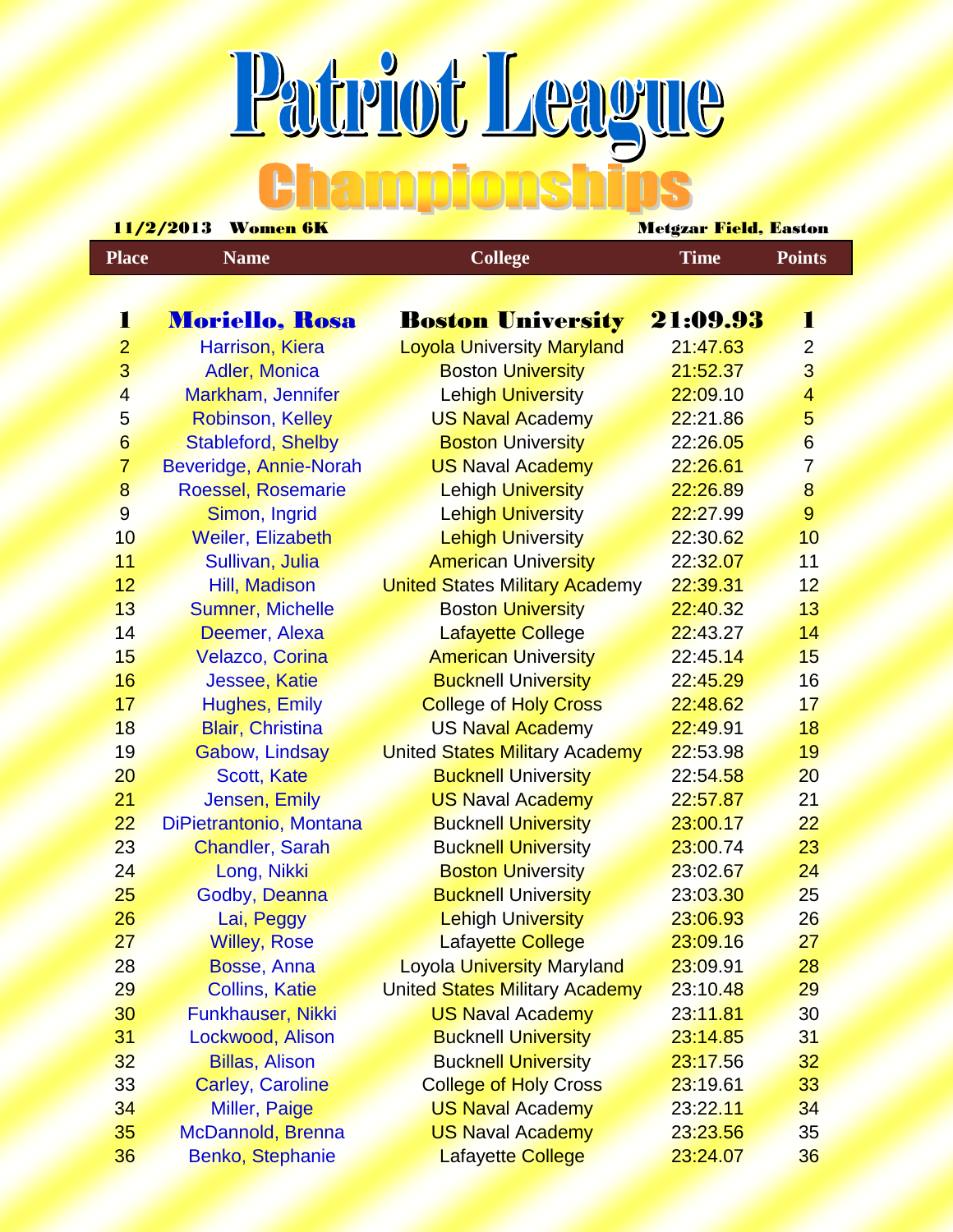# Patriot League

## Championships

**11/2/2013 Women 6K** **Metgzar Field, Easton**

| Place | Name | College | Time | Points |
|---|---|---|---|---|
| **1** | **Moriello, Rosa** | **Boston University** | **21:09.93** | **1** |
| 2 | Harrison, Kiera | Loyola University Maryland | 21:47.63 | 2 |
| 3 | Adler, Monica | Boston University | 21:52.37 | 3 |
| 4 | Markham, Jennifer | Lehigh University | 22:09.10 | 4 |
| 5 | Robinson, Kelley | US Naval Academy | 22:21.86 | 5 |
| 6 | Stableford, Shelby | Boston University | 22:26.05 | 6 |
| 7 | Beveridge, Annie-Norah | US Naval Academy | 22:26.61 | 7 |
| 8 | Roessel, Rosemarie | Lehigh University | 22:26.89 | 8 |
| 9 | Simon, Ingrid | Lehigh University | 22:27.99 | 9 |
| 10 | Weiler, Elizabeth | Lehigh University | 22:30.62 | 10 |
| 11 | Sullivan, Julia | American University | 22:32.07 | 11 |
| 12 | Hill, Madison | United States Military Academy | 22:39.31 | 12 |
| 13 | Sumner, Michelle | Boston University | 22:40.32 | 13 |
| 14 | Deemer, Alexa | Lafayette College | 22:43.27 | 14 |
| 15 | Velazco, Corina | American University | 22:45.14 | 15 |
| 16 | Jessee, Katie | Bucknell University | 22:45.29 | 16 |
| 17 | Hughes, Emily | College of Holy Cross | 22:48.62 | 17 |
| 18 | Blair, Christina | US Naval Academy | 22:49.91 | 18 |
| 19 | Gabow, Lindsay | United States Military Academy | 22:53.98 | 19 |
| 20 | Scott, Kate | Bucknell University | 22:54.58 | 20 |
| 21 | Jensen, Emily | US Naval Academy | 22:57.87 | 21 |
| 22 | DiPietrantonio, Montana | Bucknell University | 23:00.17 | 22 |
| 23 | Chandler, Sarah | Bucknell University | 23:00.74 | 23 |
| 24 | Long, Nikki | Boston University | 23:02.67 | 24 |
| 25 | Godby, Deanna | Bucknell University | 23:03.30 | 25 |
| 26 | Lai, Peggy | Lehigh University | 23:06.93 | 26 |
| 27 | Willey, Rose | Lafayette College | 23:09.16 | 27 |
| 28 | Bosse, Anna | Loyola University Maryland | 23:09.91 | 28 |
| 29 | Collins, Katie | United States Military Academy | 23:10.48 | 29 |
| 30 | Funkhauser, Nikki | US Naval Academy | 23:11.81 | 30 |
| 31 | Lockwood, Alison | Bucknell University | 23:14.85 | 31 |
| 32 | Billas, Alison | Bucknell University | 23:17.56 | 32 |
| 33 | Carley, Caroline | College of Holy Cross | 23:19.61 | 33 |
| 34 | Miller, Paige | US Naval Academy | 23:22.11 | 34 |
| 35 | McDannold, Brenna | US Naval Academy | 23:23.56 | 35 |
| 36 | Benko, Stephanie | Lafayette College | 23:24.07 | 36 |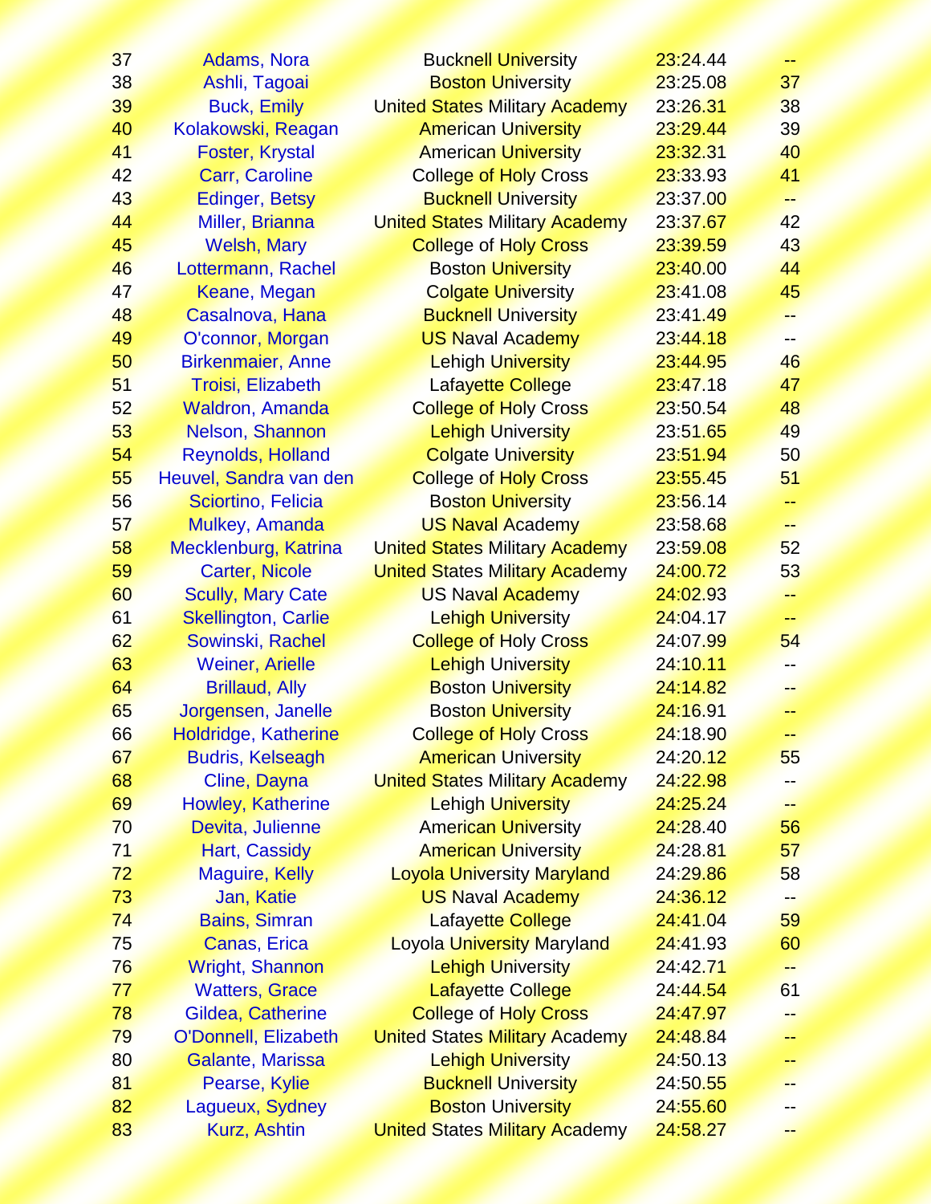| | | | | |
|---|---|---|---|---|
| 37 | Adams, Nora | Bucknell University | 23:24.44 | -- |
| 38 | Ashli, Tagoai | Boston University | 23:25.08 | 37 |
| 39 | Buck, Emily | United States Military Academy | 23:26.31 | 38 |
| 40 | Kolakowski, Reagan | American University | 23:29.44 | 39 |
| 41 | Foster, Krystal | American University | 23:32.31 | 40 |
| 42 | Carr, Caroline | College of Holy Cross | 23:33.93 | 41 |
| 43 | Edinger, Betsy | Bucknell University | 23:37.00 | -- |
| 44 | Miller, Brianna | United States Military Academy | 23:37.67 | 42 |
| 45 | Welsh, Mary | College of Holy Cross | 23:39.59 | 43 |
| 46 | Lottermann, Rachel | Boston University | 23:40.00 | 44 |
| 47 | Keane, Megan | Colgate University | 23:41.08 | 45 |
| 48 | Casalnova, Hana | Bucknell University | 23:41.49 | -- |
| 49 | O'connor, Morgan | US Naval Academy | 23:44.18 | -- |
| 50 | Birkenmaier, Anne | Lehigh University | 23:44.95 | 46 |
| 51 | Troisi, Elizabeth | Lafayette College | 23:47.18 | 47 |
| 52 | Waldron, Amanda | College of Holy Cross | 23:50.54 | 48 |
| 53 | Nelson, Shannon | Lehigh University | 23:51.65 | 49 |
| 54 | Reynolds, Holland | Colgate University | 23:51.94 | 50 |
| 55 | Heuvel, Sandra van den | College of Holy Cross | 23:55.45 | 51 |
| 56 | Sciortino, Felicia | Boston University | 23:56.14 | -- |
| 57 | Mulkey, Amanda | US Naval Academy | 23:58.68 | -- |
| 58 | Mecklenburg, Katrina | United States Military Academy | 23:59.08 | 52 |
| 59 | Carter, Nicole | United States Military Academy | 24:00.72 | 53 |
| 60 | Scully, Mary Cate | US Naval Academy | 24:02.93 | -- |
| 61 | Skellington, Carlie | Lehigh University | 24:04.17 | -- |
| 62 | Sowinski, Rachel | College of Holy Cross | 24:07.99 | 54 |
| 63 | Weiner, Arielle | Lehigh University | 24:10.11 | -- |
| 64 | Brillaud, Ally | Boston University | 24:14.82 | -- |
| 65 | Jorgensen, Janelle | Boston University | 24:16.91 | -- |
| 66 | Holdridge, Katherine | College of Holy Cross | 24:18.90 | -- |
| 67 | Budris, Kelseagh | American University | 24:20.12 | 55 |
| 68 | Cline, Dayna | United States Military Academy | 24:22.98 | -- |
| 69 | Howley, Katherine | Lehigh University | 24:25.24 | -- |
| 70 | Devita, Julienne | American University | 24:28.40 | 56 |
| 71 | Hart, Cassidy | American University | 24:28.81 | 57 |
| 72 | Maguire, Kelly | Loyola University Maryland | 24:29.86 | 58 |
| 73 | Jan, Katie | US Naval Academy | 24:36.12 | -- |
| 74 | Bains, Simran | Lafayette College | 24:41.04 | 59 |
| 75 | Canas, Erica | Loyola University Maryland | 24:41.93 | 60 |
| 76 | Wright, Shannon | Lehigh University | 24:42.71 | -- |
| 77 | Watters, Grace | Lafayette College | 24:44.54 | 61 |
| 78 | Gildea, Catherine | College of Holy Cross | 24:47.97 | -- |
| 79 | O'Donnell, Elizabeth | United States Military Academy | 24:48.84 | -- |
| 80 | Galante, Marissa | Lehigh University | 24:50.13 | -- |
| 81 | Pearse, Kylie | Bucknell University | 24:50.55 | -- |
| 82 | Lagueux, Sydney | Boston University | 24:55.60 | -- |
| 83 | Kurz, Ashtin | United States Military Academy | 24:58.27 | -- |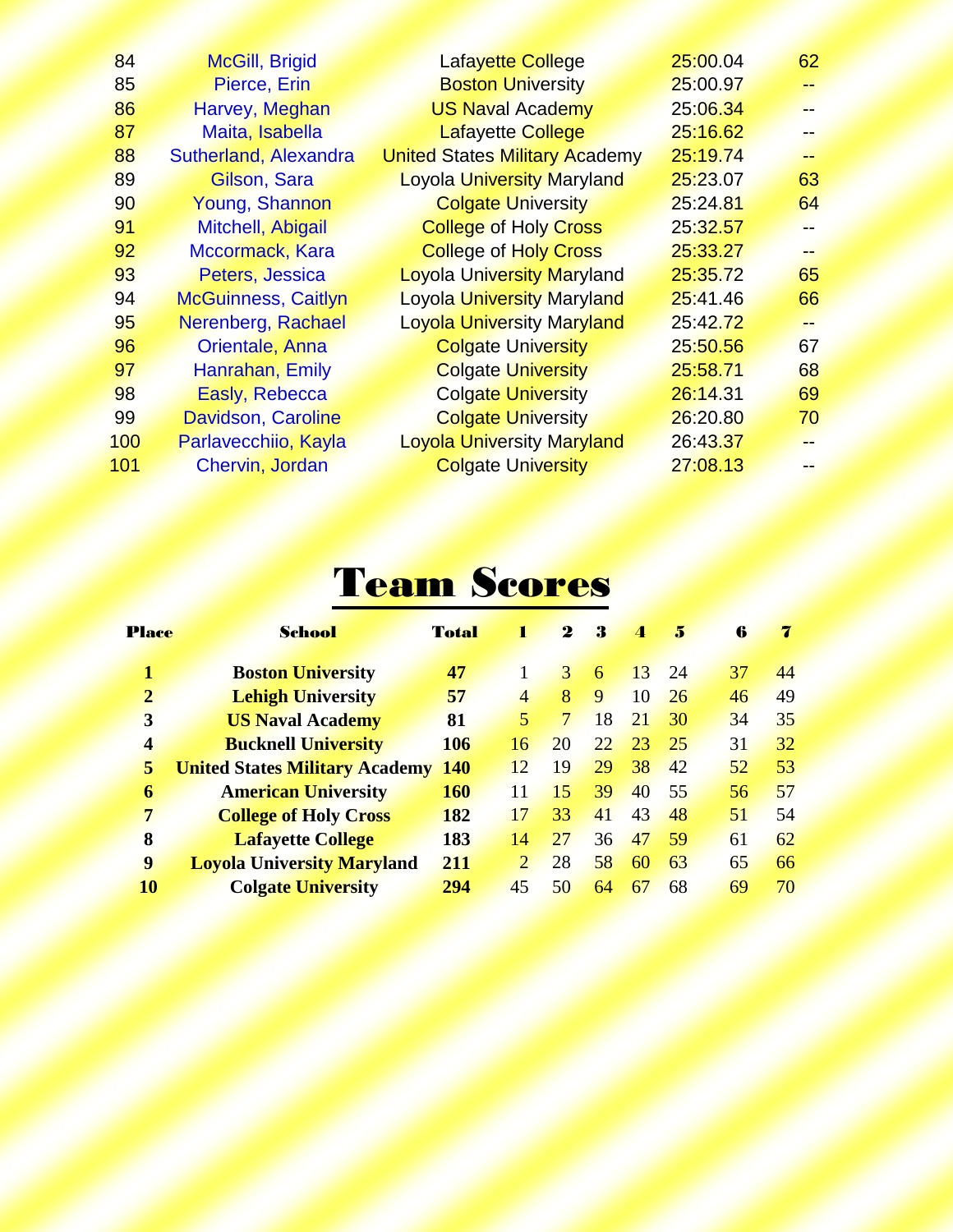| | | | | |
|---|---|---|---|---|
| 84 | McGill, Brigid | Lafayette College | 25:00.04 | 62 |
| 85 | Pierce, Erin | Boston University | 25:00.97 | -- |
| 86 | Harvey, Meghan | US Naval Academy | 25:06.34 | -- |
| 87 | Maita, Isabella | Lafayette College | 25:16.62 | -- |
| 88 | Sutherland, Alexandra | United States Military Academy | 25:19.74 | -- |
| 89 | Gilson, Sara | Loyola University Maryland | 25:23.07 | 63 |
| 90 | Young, Shannon | Colgate University | 25:24.81 | 64 |
| 91 | Mitchell, Abigail | College of Holy Cross | 25:32.57 | -- |
| 92 | Mccormack, Kara | College of Holy Cross | 25:33.27 | -- |
| 93 | Peters, Jessica | Loyola University Maryland | 25:35.72 | 65 |
| 94 | McGuinness, Caitlyn | Loyola University Maryland | 25:41.46 | 66 |
| 95 | Nerenberg, Rachael | Loyola University Maryland | 25:42.72 | -- |
| 96 | Orientale, Anna | Colgate University | 25:50.56 | 67 |
| 97 | Hanrahan, Emily | Colgate University | 25:58.71 | 68 |
| 98 | Easly, Rebecca | Colgate University | 26:14.31 | 69 |
| 99 | Davidson, Caroline | Colgate University | 26:20.80 | 70 |
| 100 | Parlavecchiio, Kayla | Loyola University Maryland | 26:43.37 | -- |
| 101 | Chervin, Jordan | Colgate University | 27:08.13 | -- |

# Team Scores

| Place | School | Total | 1 | 2 | 3 | 4 | 5 | 6 | 7 |
|---|---|---|---|---|---|---|---|---|---|
| **1** | **Boston University** | **47** | 1 | 3 | 6 | 13 | 24 | 37 | 44 |
| **2** | **Lehigh University** | **57** | 4 | 8 | 9 | 10 | 26 | 46 | 49 |
| **3** | **US Naval Academy** | **81** | 5 | 7 | 18 | 21 | 30 | 34 | 35 |
| **4** | **Bucknell University** | **106** | 16 | 20 | 22 | 23 | 25 | 31 | 32 |
| **5** | **United States Military Academy** | **140** | 12 | 19 | 29 | 38 | 42 | 52 | 53 |
| **6** | **American University** | **160** | 11 | 15 | 39 | 40 | 55 | 56 | 57 |
| **7** | **College of Holy Cross** | **182** | 17 | 33 | 41 | 43 | 48 | 51 | 54 |
| **8** | **Lafayette College** | **183** | 14 | 27 | 36 | 47 | 59 | 61 | 62 |
| **9** | **Loyola University Maryland** | **211** | 2 | 28 | 58 | 60 | 63 | 65 | 66 |
| **10** | **Colgate University** | **294** | 45 | 50 | 64 | 67 | 68 | 69 | 70 |